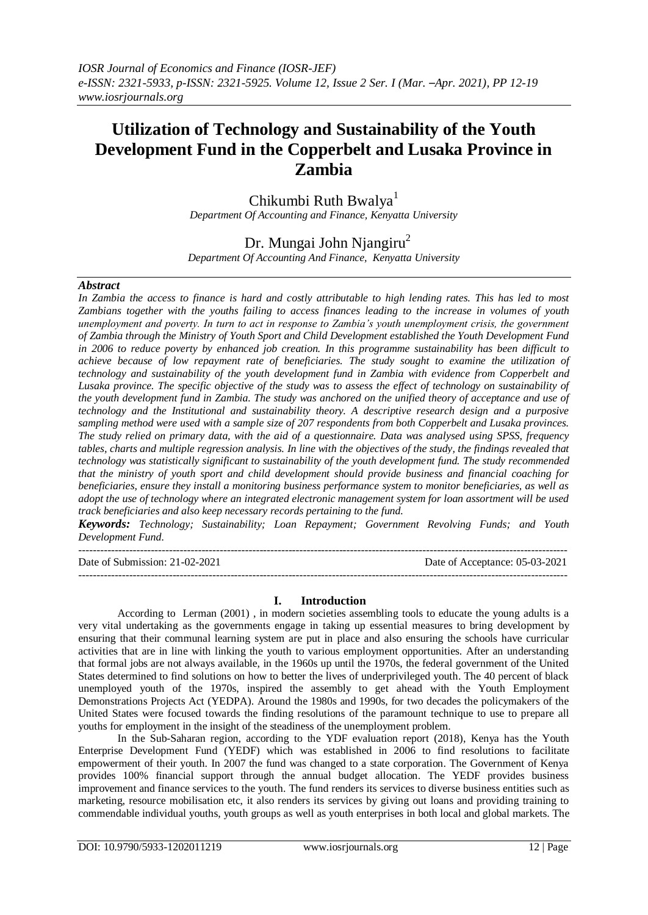# Utilization of Technology and Sustainability of the Youth Development Fund in the Copperbelt and Lusaka Province in Zambia

Chikumbi Ruth Bwalya[1]

*Department Of Accounting and Finance, Kenyatta University*

Dr. Mungai John Njangiru[2]

*Department Of Accounting And Finance, Kenyatta University*

### *Abstract*

*In Zambia the access to finance is hard and costly attributable to high lending rates. This has led to most Zambians together with the youths failing to access finances leading to the increase in volumes of youth unemployment and poverty. In turn to act in response to Zambia's youth unemployment crisis, the government of Zambia through the Ministry of Youth Sport and Child Development established the Youth Development Fund in 2006 to reduce poverty by enhanced job creation. In this programme sustainability has been difficult to achieve because of low repayment rate of beneficiaries. The study sought to examine the utilization of technology and sustainability of the youth development fund in Zambia with evidence from Copperbelt and Lusaka province. The specific objective of the study was to assess the effect of technology on sustainability of the youth development fund in Zambia. The study was anchored on the unified theory of acceptance and use of technology and the Institutional and sustainability theory. A descriptive research design and a purposive sampling method were used with a sample size of 207 respondents from both Copperbelt and Lusaka provinces. The study relied on primary data, with the aid of a questionnaire. Data was analysed using SPSS, frequency tables, charts and multiple regression analysis. In line with the objectives of the study, the findings revealed that technology was statistically significant to sustainability of the youth development fund. The study recommended that the ministry of youth sport and child development should provide business and financial coaching for beneficiaries, ensure they install a monitoring business performance system to monitor beneficiaries, as well as adopt the use of technology where an integrated electronic management system for loan assortment will be used track beneficiaries and also keep necessary records pertaining to the fund.*

***Keywords:*** *Technology; Sustainability; Loan Repayment; Government Revolving Funds; and Youth Development Fund.*

---

Date of Submission: 21-02-2021 | Date of Acceptance: 05-03-2021

---

## I. Introduction

According to Lerman (2001) , in modern societies assembling tools to educate the young adults is a very vital undertaking as the governments engage in taking up essential measures to bring development by ensuring that their communal learning system are put in place and also ensuring the schools have curricular activities that are in line with linking the youth to various employment opportunities. After an understanding that formal jobs are not always available, in the 1960s up until the 1970s, the federal government of the United States determined to find solutions on how to better the lives of underprivileged youth. The 40 percent of black unemployed youth of the 1970s, inspired the assembly to get ahead with the Youth Employment Demonstrations Projects Act (YEDPA). Around the 1980s and 1990s, for two decades the policymakers of the United States were focused towards the finding resolutions of the paramount technique to use to prepare all youths for employment in the insight of the steadiness of the unemployment problem.

In the Sub-Saharan region, according to the YDF evaluation report (2018), Kenya has the Youth Enterprise Development Fund (YEDF) which was established in 2006 to find resolutions to facilitate empowerment of their youth. In 2007 the fund was changed to a state corporation. The Government of Kenya provides 100% financial support through the annual budget allocation. The YEDF provides business improvement and finance services to the youth. The fund renders its services to diverse business entities such as marketing, resource mobilisation etc, it also renders its services by giving out loans and providing training to commendable individual youths, youth groups as well as youth enterprises in both local and global markets. The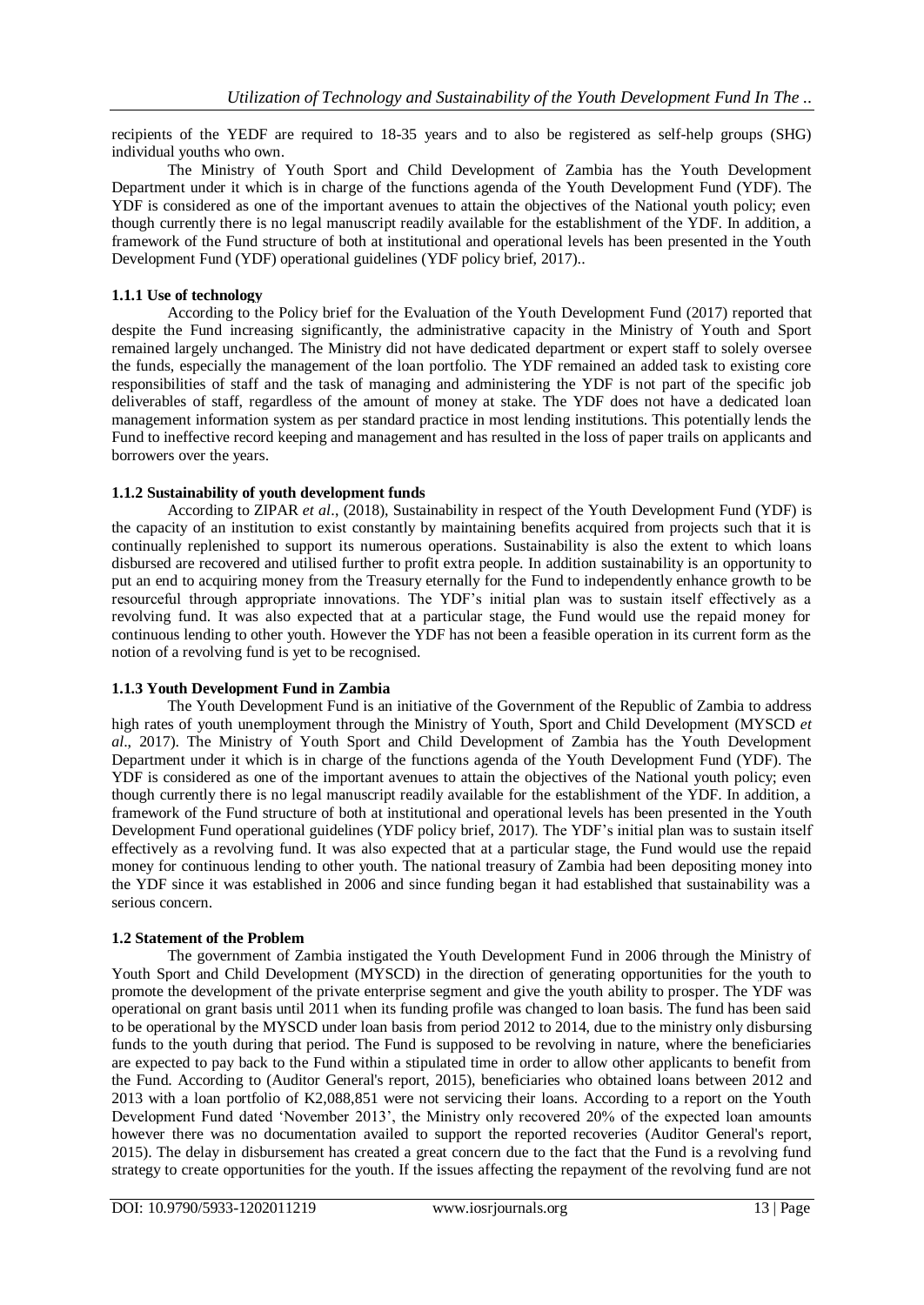recipients of the YEDF are required to 18-35 years and to also be registered as self-help groups (SHG) individual youths who own.

The Ministry of Youth Sport and Child Development of Zambia has the Youth Development Department under it which is in charge of the functions agenda of the Youth Development Fund (YDF). The YDF is considered as one of the important avenues to attain the objectives of the National youth policy; even though currently there is no legal manuscript readily available for the establishment of the YDF. In addition, a framework of the Fund structure of both at institutional and operational levels has been presented in the Youth Development Fund (YDF) operational guidelines (YDF policy brief, 2017)..

### 1.1.1 Use of technology

According to the Policy brief for the Evaluation of the Youth Development Fund (2017) reported that despite the Fund increasing significantly, the administrative capacity in the Ministry of Youth and Sport remained largely unchanged. The Ministry did not have dedicated department or expert staff to solely oversee the funds, especially the management of the loan portfolio. The YDF remained an added task to existing core responsibilities of staff and the task of managing and administering the YDF is not part of the specific job deliverables of staff, regardless of the amount of money at stake. The YDF does not have a dedicated loan management information system as per standard practice in most lending institutions. This potentially lends the Fund to ineffective record keeping and management and has resulted in the loss of paper trails on applicants and borrowers over the years.

### 1.1.2 Sustainability of youth development funds

According to ZIPAR *et al*., (2018), Sustainability in respect of the Youth Development Fund (YDF) is the capacity of an institution to exist constantly by maintaining benefits acquired from projects such that it is continually replenished to support its numerous operations. Sustainability is also the extent to which loans disbursed are recovered and utilised further to profit extra people. In addition sustainability is an opportunity to put an end to acquiring money from the Treasury eternally for the Fund to independently enhance growth to be resourceful through appropriate innovations. The YDF's initial plan was to sustain itself effectively as a revolving fund. It was also expected that at a particular stage, the Fund would use the repaid money for continuous lending to other youth. However the YDF has not been a feasible operation in its current form as the notion of a revolving fund is yet to be recognised.

### 1.1.3 Youth Development Fund in Zambia

The Youth Development Fund is an initiative of the Government of the Republic of Zambia to address high rates of youth unemployment through the Ministry of Youth, Sport and Child Development (MYSCD *et al*., 2017). The Ministry of Youth Sport and Child Development of Zambia has the Youth Development Department under it which is in charge of the functions agenda of the Youth Development Fund (YDF). The YDF is considered as one of the important avenues to attain the objectives of the National youth policy; even though currently there is no legal manuscript readily available for the establishment of the YDF. In addition, a framework of the Fund structure of both at institutional and operational levels has been presented in the Youth Development Fund operational guidelines (YDF policy brief, 2017). The YDF's initial plan was to sustain itself effectively as a revolving fund. It was also expected that at a particular stage, the Fund would use the repaid money for continuous lending to other youth. The national treasury of Zambia had been depositing money into the YDF since it was established in 2006 and since funding began it had established that sustainability was a serious concern.

## 1.2 Statement of the Problem

The government of Zambia instigated the Youth Development Fund in 2006 through the Ministry of Youth Sport and Child Development (MYSCD) in the direction of generating opportunities for the youth to promote the development of the private enterprise segment and give the youth ability to prosper. The YDF was operational on grant basis until 2011 when its funding profile was changed to loan basis. The fund has been said to be operational by the MYSCD under loan basis from period 2012 to 2014, due to the ministry only disbursing funds to the youth during that period. The Fund is supposed to be revolving in nature, where the beneficiaries are expected to pay back to the Fund within a stipulated time in order to allow other applicants to benefit from the Fund. According to (Auditor General's report, 2015), beneficiaries who obtained loans between 2012 and 2013 with a loan portfolio of K2,088,851 were not servicing their loans. According to a report on the Youth Development Fund dated 'November 2013', the Ministry only recovered 20% of the expected loan amounts however there was no documentation availed to support the reported recoveries (Auditor General's report, 2015). The delay in disbursement has created a great concern due to the fact that the Fund is a revolving fund strategy to create opportunities for the youth. If the issues affecting the repayment of the revolving fund are not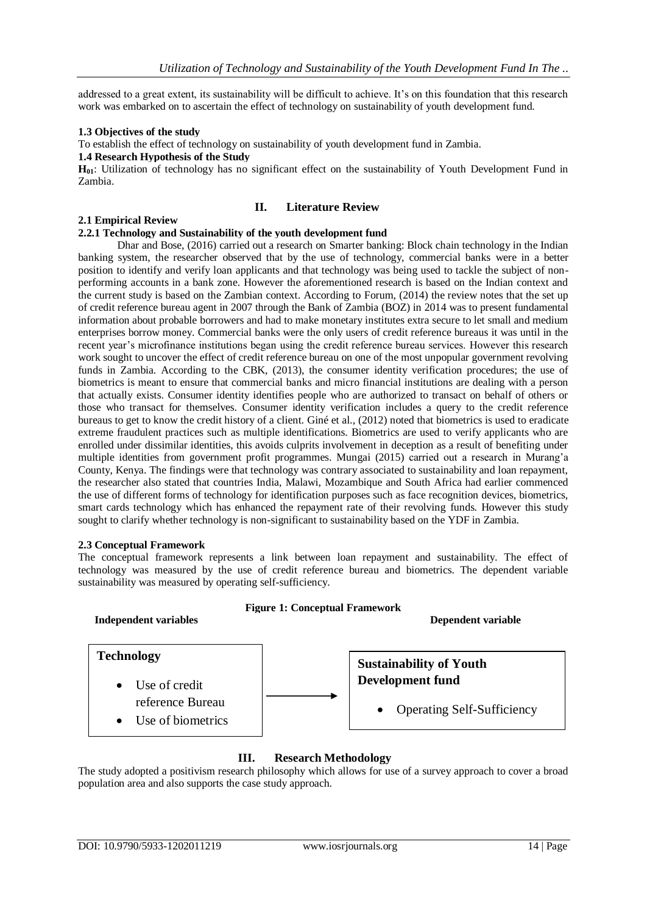addressed to a great extent, its sustainability will be difficult to achieve. It's on this foundation that this research work was embarked on to ascertain the effect of technology on sustainability of youth development fund.

**1.3 Objectives of the study**

To establish the effect of technology on sustainability of youth development fund in Zambia.

**1.4 Research Hypothesis of the Study**

**$H_{01}$**: Utilization of technology has no significant effect on the sustainability of Youth Development Fund in Zambia.

## II. Literature Review

**2.1 Empirical Review**

**2.2.1 Technology and Sustainability of the youth development fund**

Dhar and Bose, (2016) carried out a research on Smarter banking: Block chain technology in the Indian banking system, the researcher observed that by the use of technology, commercial banks were in a better position to identify and verify loan applicants and that technology was being used to tackle the subject of non-performing accounts in a bank zone. However the aforementioned research is based on the Indian context and the current study is based on the Zambian context. According to Forum, (2014) the review notes that the set up of credit reference bureau agent in 2007 through the Bank of Zambia (BOZ) in 2014 was to present fundamental information about probable borrowers and had to make monetary institutes extra secure to let small and medium enterprises borrow money. Commercial banks were the only users of credit reference bureaus it was until in the recent year's microfinance institutions began using the credit reference bureau services. However this research work sought to uncover the effect of credit reference bureau on one of the most unpopular government revolving funds in Zambia. According to the CBK, (2013), the consumer identity verification procedures; the use of biometrics is meant to ensure that commercial banks and micro financial institutions are dealing with a person that actually exists. Consumer identity identifies people who are authorized to transact on behalf of others or those who transact for themselves. Consumer identity verification includes a query to the credit reference bureaus to get to know the credit history of a client. Giné et al., (2012) noted that biometrics is used to eradicate extreme fraudulent practices such as multiple identifications. Biometrics are used to verify applicants who are enrolled under dissimilar identities, this avoids culprits involvement in deception as a result of benefiting under multiple identities from government profit programmes. Mungai (2015) carried out a research in Murang'a County, Kenya. The findings were that technology was contrary associated to sustainability and loan repayment, the researcher also stated that countries India, Malawi, Mozambique and South Africa had earlier commenced the use of different forms of technology for identification purposes such as face recognition devices, biometrics, smart cards technology which has enhanced the repayment rate of their revolving funds. However this study sought to clarify whether technology is non-significant to sustainability based on the YDF in Zambia.

**2.3 Conceptual Framework**

The conceptual framework represents a link between loan repayment and sustainability. The effect of technology was measured by the use of credit reference bureau and biometrics. The dependent variable sustainability was measured by operating self-sufficiency.

**Figure 1: Conceptual Framework**

| Independent variables | | Dependent variable |
|---|---|---|
| **Technology**<br>• Use of credit reference Bureau<br>• Use of biometrics | → | **Sustainability of Youth Development fund**<br>• Operating Self-Sufficiency |

## III. Research Methodology

The study adopted a positivism research philosophy which allows for use of a survey approach to cover a broad population area and also supports the case study approach.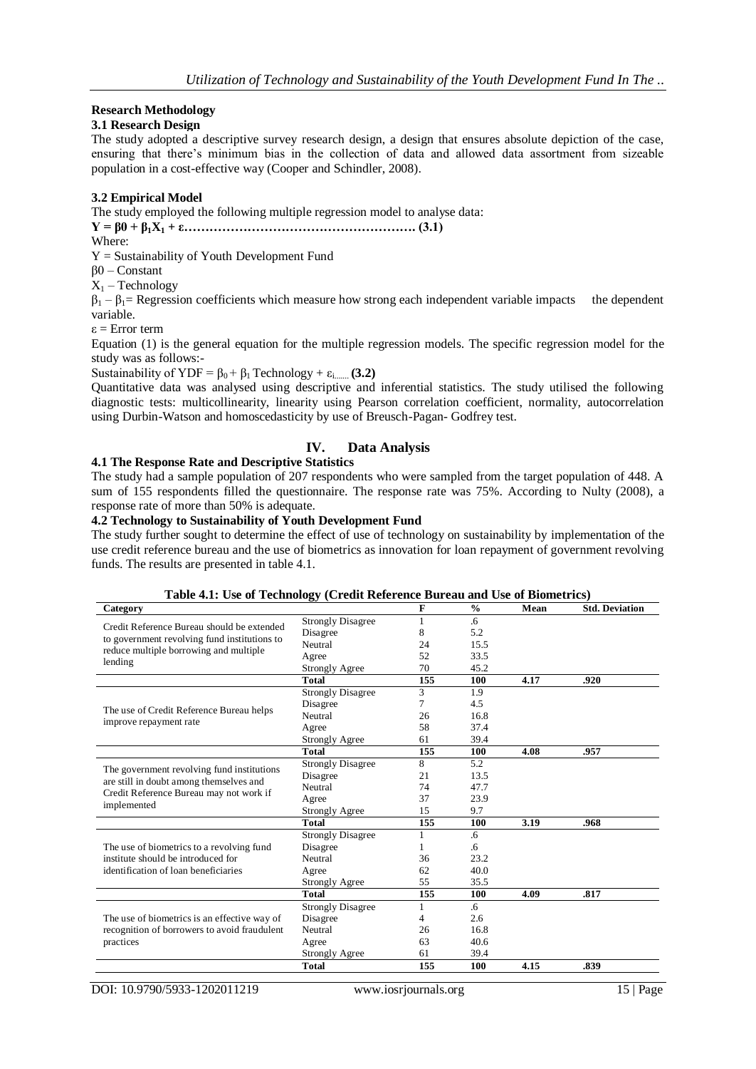## Research Methodology

### 3.1 Research Design

The study adopted a descriptive survey research design, a design that ensures absolute depiction of the case, ensuring that there's minimum bias in the collection of data and allowed data assortment from sizeable population in a cost-effective way (Cooper and Schindler, 2008).

### 3.2 Empirical Model

The study employed the following multiple regression model to analyse data:

$$Y = \beta 0 + \beta_1 X_1 + \varepsilon \ldots\ldots\ldots\ldots\ldots\ldots\ldots\ldots\ldots\ldots\ldots\ldots\ldots\ldots\ldots\ldots\ldots\ldots \text{(3.1)}$$

Where:

Y = Sustainability of Youth Development Fund

β0 – Constant

$X_1$ – Technology

$\beta_1 - \beta_1$= Regression coefficients which measure how strong each independent variable impacts the dependent variable.

ε = Error term

Equation (1) is the general equation for the multiple regression models. The specific regression model for the study was as follows:-

Sustainability of YDF = $\beta_0 + \beta_1$ Technology + $\varepsilon_{i\ldots\ldots}$ **(3.2)**

Quantitative data was analysed using descriptive and inferential statistics. The study utilised the following diagnostic tests: multicollinearity, linearity using Pearson correlation coefficient, normality, autocorrelation using Durbin-Watson and homoscedasticity by use of Breusch-Pagan- Godfrey test.

## IV. Data Analysis

### 4.1 The Response Rate and Descriptive Statistics

The study had a sample population of 207 respondents who were sampled from the target population of 448. A sum of 155 respondents filled the questionnaire. The response rate was 75%. According to Nulty (2008), a response rate of more than 50% is adequate.

### 4.2 Technology to Sustainability of Youth Development Fund

The study further sought to determine the effect of use of technology on sustainability by implementation of the use credit reference bureau and the use of biometrics as innovation for loan repayment of government revolving funds. The results are presented in table 4.1.

**Table 4.1: Use of Technology (Credit Reference Bureau and Use of Biometrics)**

| Category | | F | % | Mean | Std. Deviation |
|---|---|---|---|---|---|
| Credit Reference Bureau should be extended to government revolving fund institutions to reduce multiple borrowing and multiple lending | Strongly Disagree | 1 | .6 | | |
| | Disagree | 8 | 5.2 | | |
| | Neutral | 24 | 15.5 | | |
| | Agree | 52 | 33.5 | | |
| | Strongly Agree | 70 | 45.2 | | |
| | **Total** | **155** | **100** | **4.17** | **.920** |
| The use of Credit Reference Bureau helps improve repayment rate | Strongly Disagree | 3 | 1.9 | | |
| | Disagree | 7 | 4.5 | | |
| | Neutral | 26 | 16.8 | | |
| | Agree | 58 | 37.4 | | |
| | Strongly Agree | 61 | 39.4 | | |
| | **Total** | **155** | **100** | **4.08** | **.957** |
| The government revolving fund institutions are still in doubt among themselves and Credit Reference Bureau may not work if implemented | Strongly Disagree | 8 | 5.2 | | |
| | Disagree | 21 | 13.5 | | |
| | Neutral | 74 | 47.7 | | |
| | Agree | 37 | 23.9 | | |
| | Strongly Agree | 15 | 9.7 | | |
| | **Total** | **155** | **100** | **3.19** | **.968** |
| The use of biometrics to a revolving fund institute should be introduced for identification of loan beneficiaries | Strongly Disagree | 1 | .6 | | |
| | Disagree | 1 | .6 | | |
| | Neutral | 36 | 23.2 | | |
| | Agree | 62 | 40.0 | | |
| | Strongly Agree | 55 | 35.5 | | |
| | **Total** | **155** | **100** | **4.09** | **.817** |
| The use of biometrics is an effective way of recognition of borrowers to avoid fraudulent practices | Strongly Disagree | 1 | .6 | | |
| | Disagree | 4 | 2.6 | | |
| | Neutral | 26 | 16.8 | | |
| | Agree | 63 | 40.6 | | |
| | Strongly Agree | 61 | 39.4 | | |
| | **Total** | **155** | **100** | **4.15** | **.839** |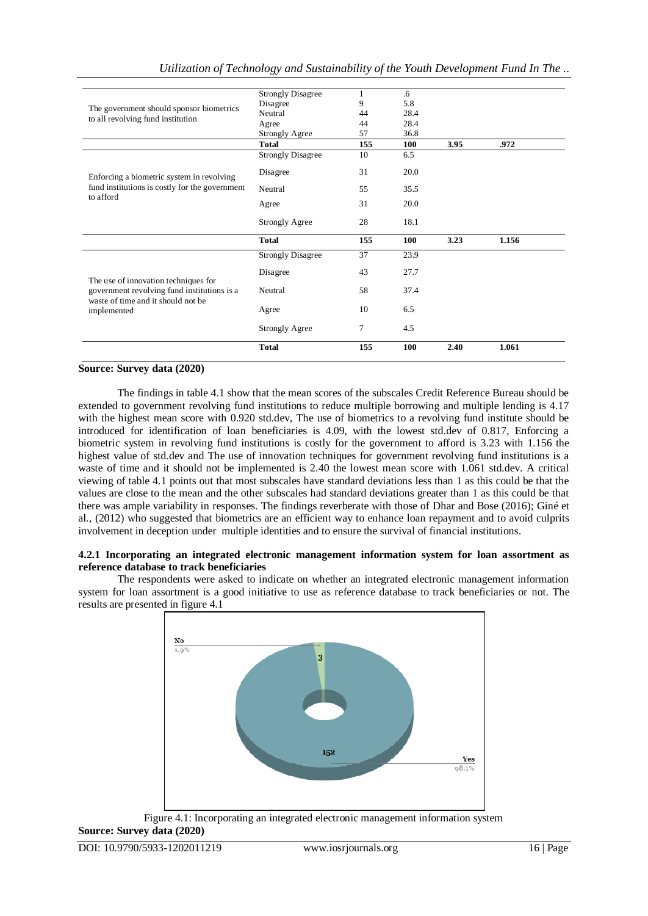| | | | | | |
|---|---|---|---|---|---|
| The government should sponsor biometrics to all revolving fund institution | Strongly Disagree | 1 | .6 | | |
| | Disagree | 9 | 5.8 | | |
| | Neutral | 44 | 28.4 | | |
| | Agree | 44 | 28.4 | | |
| | Strongly Agree | 57 | 36.8 | | |
| | **Total** | **155** | **100** | **3.95** | **.972** |
| Enforcing a biometric system in revolving fund institutions is costly for the government to afford | Strongly Disagree | 10 | 6.5 | | |
| | Disagree | 31 | 20.0 | | |
| | Neutral | 55 | 35.5 | | |
| | Agree | 31 | 20.0 | | |
| | Strongly Agree | 28 | 18.1 | | |
| | **Total** | **155** | **100** | **3.23** | **1.156** |
| The use of innovation techniques for government revolving fund institutions is a waste of time and it should not be implemented | Strongly Disagree | 37 | 23.9 | | |
| | Disagree | 43 | 27.7 | | |
| | Neutral | 58 | 37.4 | | |
| | Agree | 10 | 6.5 | | |
| | Strongly Agree | 7 | 4.5 | | |
| | **Total** | **155** | **100** | **2.40** | **1.061** |

**Source: Survey data (2020)**

The findings in table 4.1 show that the mean scores of the subscales Credit Reference Bureau should be extended to government revolving fund institutions to reduce multiple borrowing and multiple lending is 4.17 with the highest mean score with 0.920 std.dev, The use of biometrics to a revolving fund institute should be introduced for identification of loan beneficiaries is 4.09, with the lowest std.dev of 0.817, Enforcing a biometric system in revolving fund institutions is costly for the government to afford is 3.23 with 1.156 the highest value of std.dev and The use of innovation techniques for government revolving fund institutions is a waste of time and it should not be implemented is 2.40 the lowest mean score with 1.061 std.dev. A critical viewing of table 4.1 points out that most subscales have standard deviations less than 1 as this could be that the values are close to the mean and the other subscales had standard deviations greater than 1 as this could be that there was ample variability in responses. The findings reverberate with those of Dhar and Bose (2016); Giné et al., (2012) who suggested that biometrics are an efficient way to enhance loan repayment and to avoid culprits involvement in deception under multiple identities and to ensure the survival of financial institutions.

#### 4.2.1 Incorporating an integrated electronic management information system for loan assortment as reference database to track beneficiaries

The respondents were asked to indicate on whether an integrated electronic management information system for loan assortment is a good initiative to use as reference database to track beneficiaries or not. The results are presented in figure 4.1

No 1.9% 3

152 Yes 98.1%

Figure 4.1: Incorporating an integrated electronic management information system

**Source: Survey data (2020)**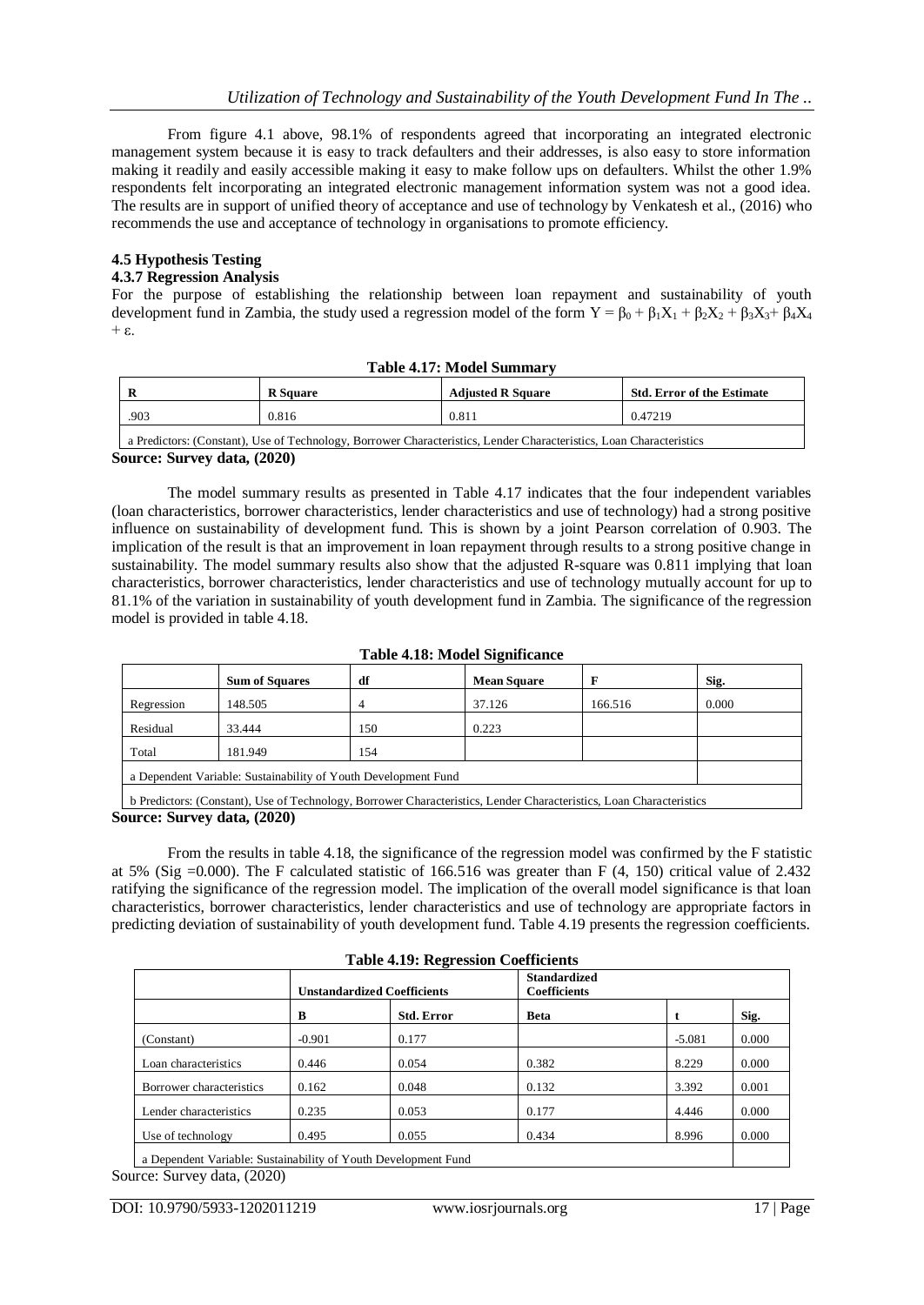From figure 4.1 above, 98.1% of respondents agreed that incorporating an integrated electronic management system because it is easy to track defaulters and their addresses, is also easy to store information making it readily and easily accessible making it easy to make follow ups on defaulters. Whilst the other 1.9% respondents felt incorporating an integrated electronic management information system was not a good idea. The results are in support of unified theory of acceptance and use of technology by Venkatesh et al., (2016) who recommends the use and acceptance of technology in organisations to promote efficiency.

### 4.5 Hypothesis Testing

### 4.3.7 Regression Analysis

For the purpose of establishing the relationship between loan repayment and sustainability of youth development fund in Zambia, the study used a regression model of the form $Y = \beta_0 + \beta_1X_1 + \beta_2X_2 + \beta_3X_3 + \beta_4X_4 + \varepsilon$.

**Table 4.17: Model Summary**

| R | R Square | Adjusted R Square | Std. Error of the Estimate |
|---|---|---|---|
| .903 | 0.816 | 0.811 | 0.47219 |
| a Predictors: (Constant), Use of Technology, Borrower Characteristics, Lender Characteristics, Loan Characteristics | | | |

**Source: Survey data, (2020)**

The model summary results as presented in Table 4.17 indicates that the four independent variables (loan characteristics, borrower characteristics, lender characteristics and use of technology) had a strong positive influence on sustainability of development fund. This is shown by a joint Pearson correlation of 0.903. The implication of the result is that an improvement in loan repayment through results to a strong positive change in sustainability. The model summary results also show that the adjusted R-square was 0.811 implying that loan characteristics, borrower characteristics, lender characteristics and use of technology mutually account for up to 81.1% of the variation in sustainability of youth development fund in Zambia. The significance of the regression model is provided in table 4.18.

**Table 4.18: Model Significance**

| | Sum of Squares | df | Mean Square | F | Sig. |
|---|---|---|---|---|---|
| Regression | 148.505 | 4 | 37.126 | 166.516 | 0.000 |
| Residual | 33.444 | 150 | 0.223 | | |
| Total | 181.949 | 154 | | | |
| a Dependent Variable: Sustainability of Youth Development Fund | | | | | |
| b Predictors: (Constant), Use of Technology, Borrower Characteristics, Lender Characteristics, Loan Characteristics | | | | | |

**Source: Survey data, (2020)**

From the results in table 4.18, the significance of the regression model was confirmed by the F statistic at 5% (Sig =0.000). The F calculated statistic of 166.516 was greater than F (4, 150) critical value of 2.432 ratifying the significance of the regression model. The implication of the overall model significance is that loan characteristics, borrower characteristics, lender characteristics and use of technology are appropriate factors in predicting deviation of sustainability of youth development fund. Table 4.19 presents the regression coefficients.

**Table 4.19: Regression Coefficients**

| | Unstandardized Coefficients | | Standardized Coefficients | | |
|---|---|---|---|---|---|
| | B | Std. Error | Beta | t | Sig. |
| (Constant) | -0.901 | 0.177 | | -5.081 | 0.000 |
| Loan characteristics | 0.446 | 0.054 | 0.382 | 8.229 | 0.000 |
| Borrower characteristics | 0.162 | 0.048 | 0.132 | 3.392 | 0.001 |
| Lender characteristics | 0.235 | 0.053 | 0.177 | 4.446 | 0.000 |
| Use of technology | 0.495 | 0.055 | 0.434 | 8.996 | 0.000 |
| a Dependent Variable: Sustainability of Youth Development Fund | | | | | |

Source: Survey data, (2020)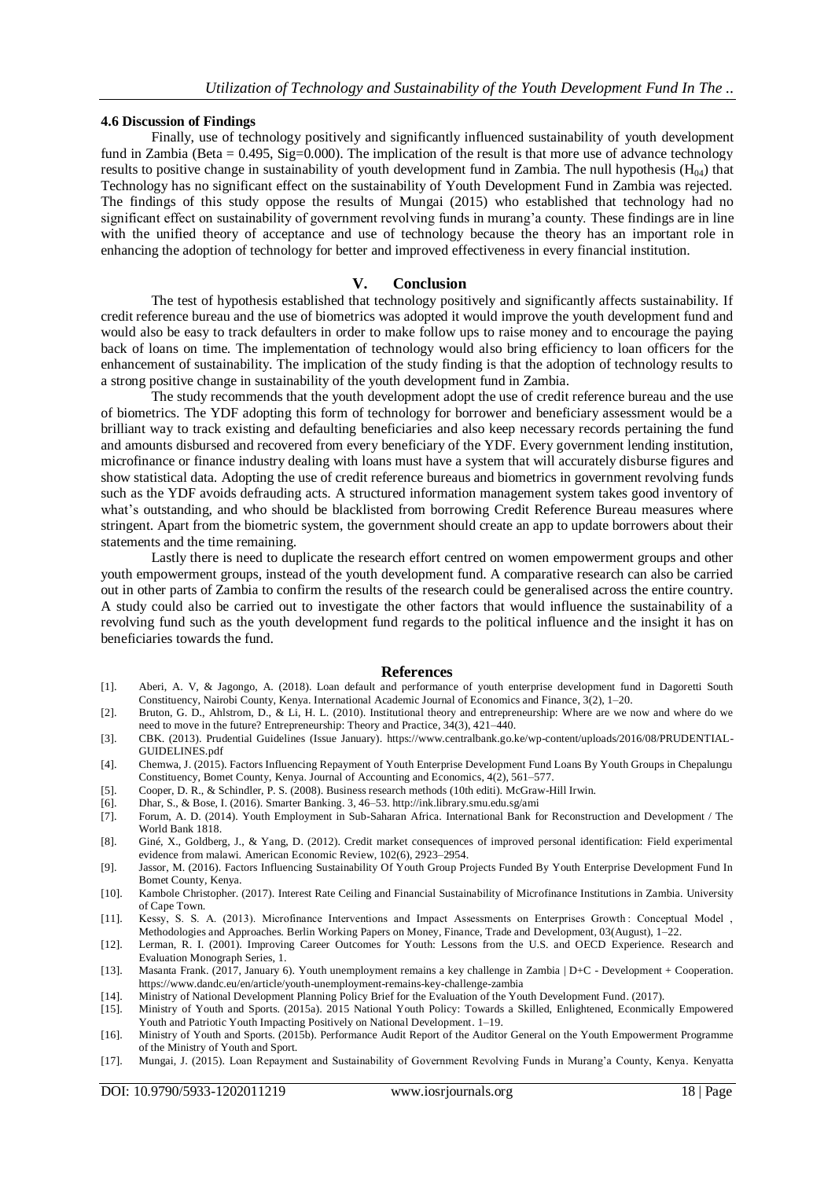### 4.6 Discussion of Findings

Finally, use of technology positively and significantly influenced sustainability of youth development fund in Zambia (Beta = 0.495, Sig=0.000). The implication of the result is that more use of advance technology results to positive change in sustainability of youth development fund in Zambia. The null hypothesis ($H_{04}$) that Technology has no significant effect on the sustainability of Youth Development Fund in Zambia was rejected. The findings of this study oppose the results of Mungai (2015) who established that technology had no significant effect on sustainability of government revolving funds in murang'a county. These findings are in line with the unified theory of acceptance and use of technology because the theory has an important role in enhancing the adoption of technology for better and improved effectiveness in every financial institution.

## V. Conclusion

The test of hypothesis established that technology positively and significantly affects sustainability. If credit reference bureau and the use of biometrics was adopted it would improve the youth development fund and would also be easy to track defaulters in order to make follow ups to raise money and to encourage the paying back of loans on time. The implementation of technology would also bring efficiency to loan officers for the enhancement of sustainability. The implication of the study finding is that the adoption of technology results to a strong positive change in sustainability of the youth development fund in Zambia.

The study recommends that the youth development adopt the use of credit reference bureau and the use of biometrics. The YDF adopting this form of technology for borrower and beneficiary assessment would be a brilliant way to track existing and defaulting beneficiaries and also keep necessary records pertaining the fund and amounts disbursed and recovered from every beneficiary of the YDF. Every government lending institution, microfinance or finance industry dealing with loans must have a system that will accurately disburse figures and show statistical data. Adopting the use of credit reference bureaus and biometrics in government revolving funds such as the YDF avoids defrauding acts. A structured information management system takes good inventory of what's outstanding, and who should be blacklisted from borrowing Credit Reference Bureau measures where stringent. Apart from the biometric system, the government should create an app to update borrowers about their statements and the time remaining.

Lastly there is need to duplicate the research effort centred on women empowerment groups and other youth empowerment groups, instead of the youth development fund. A comparative research can also be carried out in other parts of Zambia to confirm the results of the research could be generalised across the entire country. A study could also be carried out to investigate the other factors that would influence the sustainability of a revolving fund such as the youth development fund regards to the political influence and the insight it has on beneficiaries towards the fund.

## References

[1]. Aberi, A. V, & Jagongo, A. (2018). Loan default and performance of youth enterprise development fund in Dagoretti South Constituency, Nairobi County, Kenya. International Academic Journal of Economics and Finance, 3(2), 1–20.

[2]. Bruton, G. D., Ahlstrom, D., & Li, H. L. (2010). Institutional theory and entrepreneurship: Where are we now and where do we need to move in the future? Entrepreneurship: Theory and Practice, 34(3), 421–440.

[3]. CBK. (2013). Prudential Guidelines (Issue January). https://www.centralbank.go.ke/wp-content/uploads/2016/08/PRUDENTIAL-GUIDELINES.pdf

[4]. Chemwa, J. (2015). Factors Influencing Repayment of Youth Enterprise Development Fund Loans By Youth Groups in Chepalungu Constituency, Bomet County, Kenya. Journal of Accounting and Economics, 4(2), 561–577.

[5]. Cooper, D. R., & Schindler, P. S. (2008). Business research methods (10th editi). McGraw-Hill Irwin.

[6]. Dhar, S., & Bose, I. (2016). Smarter Banking. 3, 46–53. http://ink.library.smu.edu.sg/ami

[7]. Forum, A. D. (2014). Youth Employment in Sub-Saharan Africa. International Bank for Reconstruction and Development / The World Bank 1818.

[8]. Giné, X., Goldberg, J., & Yang, D. (2012). Credit market consequences of improved personal identification: Field experimental evidence from malawi. American Economic Review, 102(6), 2923–2954.

[9]. Jassor, M. (2016). Factors Influencing Sustainability Of Youth Group Projects Funded By Youth Enterprise Development Fund In Bomet County, Kenya.

[10]. Kambole Christopher. (2017). Interest Rate Ceiling and Financial Sustainability of Microfinance Institutions in Zambia. University of Cape Town.

[11]. Kessy, S. S. A. (2013). Microfinance Interventions and Impact Assessments on Enterprises Growth : Conceptual Model , Methodologies and Approaches. Berlin Working Papers on Money, Finance, Trade and Development, 03(August), 1–22.

[12]. Lerman, R. I. (2001). Improving Career Outcomes for Youth: Lessons from the U.S. and OECD Experience. Research and Evaluation Monograph Series, 1.

[13]. Masanta Frank. (2017, January 6). Youth unemployment remains a key challenge in Zambia | D+C - Development + Cooperation. https://www.dandc.eu/en/article/youth-unemployment-remains-key-challenge-zambia

[14]. Ministry of National Development Planning Policy Brief for the Evaluation of the Youth Development Fund. (2017).

[15]. Ministry of Youth and Sports. (2015a). 2015 National Youth Policy: Towards a Skilled, Enlightened, Econmically Empowered Youth and Patriotic Youth Impacting Positively on National Development. 1–19.

[16]. Ministry of Youth and Sports. (2015b). Performance Audit Report of the Auditor General on the Youth Empowerment Programme of the Ministry of Youth and Sport.

[17]. Mungai, J. (2015). Loan Repayment and Sustainability of Government Revolving Funds in Murang'a County, Kenya. Kenyatta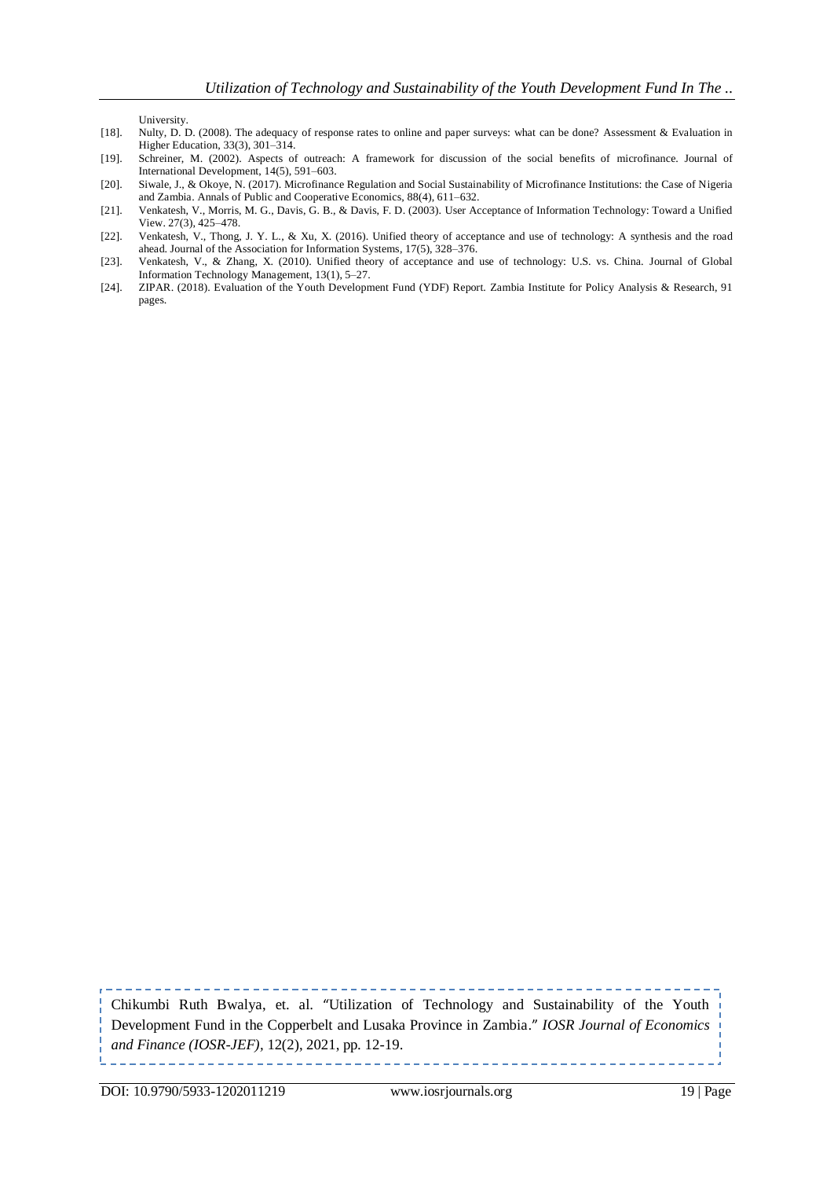University.

[18]. Nulty, D. D. (2008). The adequacy of response rates to online and paper surveys: what can be done? Assessment & Evaluation in Higher Education, 33(3), 301–314.

[19]. Schreiner, M. (2002). Aspects of outreach: A framework for discussion of the social benefits of microfinance. Journal of International Development, 14(5), 591–603.

[20]. Siwale, J., & Okoye, N. (2017). Microfinance Regulation and Social Sustainability of Microfinance Institutions: the Case of Nigeria and Zambia. Annals of Public and Cooperative Economics, 88(4), 611–632.

[21]. Venkatesh, V., Morris, M. G., Davis, G. B., & Davis, F. D. (2003). User Acceptance of Information Technology: Toward a Unified View. 27(3), 425–478.

[22]. Venkatesh, V., Thong, J. Y. L., & Xu, X. (2016). Unified theory of acceptance and use of technology: A synthesis and the road ahead. Journal of the Association for Information Systems, 17(5), 328–376.

[23]. Venkatesh, V., & Zhang, X. (2010). Unified theory of acceptance and use of technology: U.S. vs. China. Journal of Global Information Technology Management, 13(1), 5–27.

[24]. ZIPAR. (2018). Evaluation of the Youth Development Fund (YDF) Report. Zambia Institute for Policy Analysis & Research, 91 pages.

Chikumbi Ruth Bwalya, et. al. "Utilization of Technology and Sustainability of the Youth Development Fund in the Copperbelt and Lusaka Province in Zambia." *IOSR Journal of Economics and Finance (IOSR-JEF)*, 12(2), 2021, pp. 12-19.